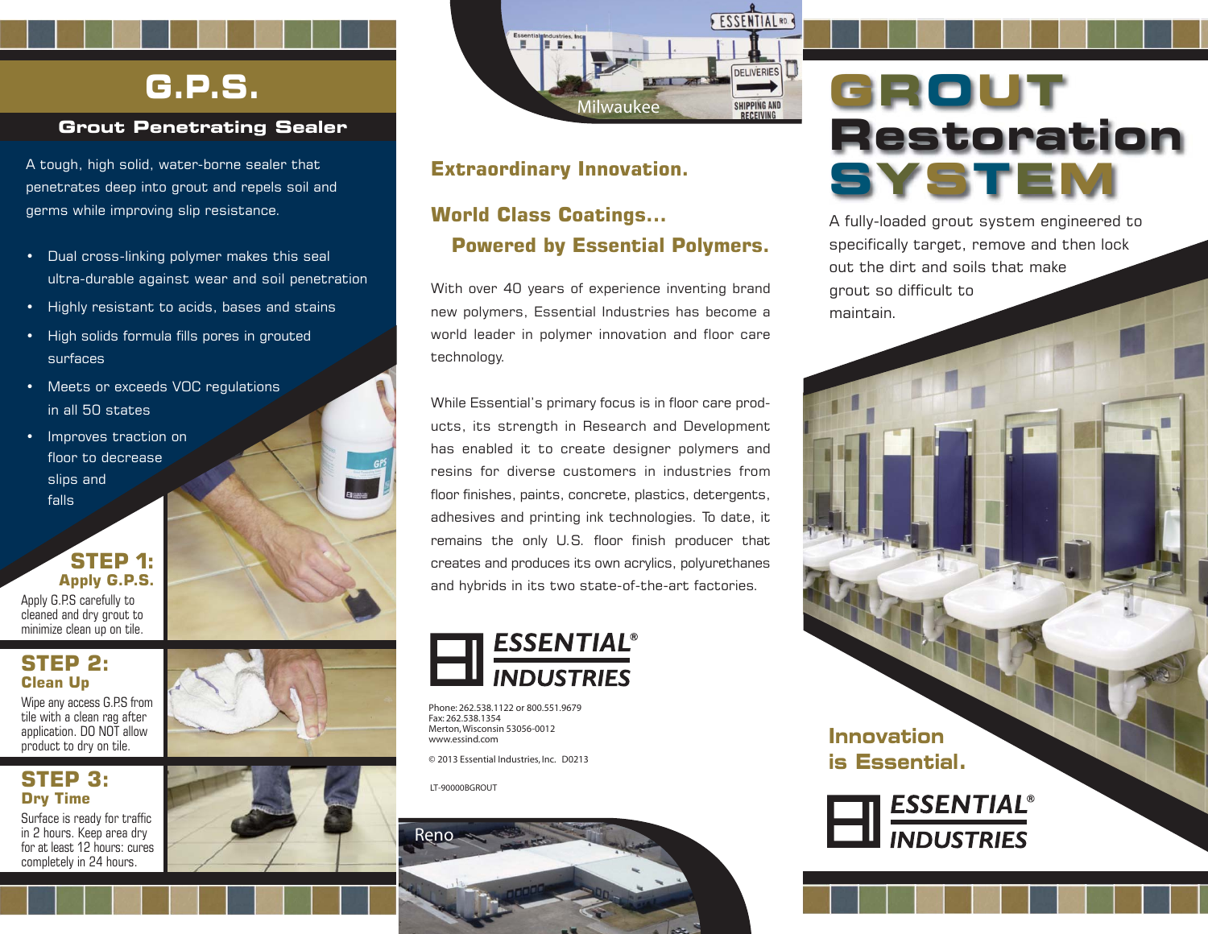# G.P.S.

## Grout Penetrating Sealer

A tough, high solid, water-borne sealer that penetrates deep into grout and repels soil and germs while improving slip resistance.

- Dual cross-linking polymer makes this seal ultra-durable against wear and soil penetration
- Highly resistant to acids, bases and stains
- High solids formula fills pores in grouted surfaces
- Meets or exceeds VOC regulations in all 50 states
- Improves traction on floor to decrease slips and falls

### STEP 1:
**Apply G.P.S.**

Apply G.P.S carefully to cleaned and dry grout to minimize clean up on tile.

### STEP 2:
**Clean Up**

Wipe any access G.P.S from tile with a clean rag after application. DO NOT allow product to dry on tile.

### STEP 3:
**Dry Time**

Surface is ready for traffic in 2 hours. Keep area dry for at least 12 hours: cures completely in 24 hours.

Milwaukee

**Extraordinary Innovation.**

**World Class Coatings...**
**Powered by Essential Polymers.**

With over 40 years of experience inventing brand new polymers, Essential Industries has become a world leader in polymer innovation and floor care technology.

While Essential's primary focus is in floor care products, its strength in Research and Development has enabled it to create designer polymers and resins for diverse customers in industries from floor finishes, paints, concrete, plastics, detergents, adhesives and printing ink technologies. To date, it remains the only U.S. floor finish producer that creates and produces its own acrylics, polyurethanes and hybrids in its two state-of-the-art factories.

**ESSENTIAL® INDUSTRIES**

Phone: 262.538.1122 or 800.551.9679
Fax: 262.538.1354
Merton, Wisconsin 53056-0012
www.essind.com

© 2013 Essential Industries, Inc. D0213

LT-90000BGROUT

Reno

# GROUT Restoration SYSTEM

A fully-loaded grout system engineered to specifically target, remove and then lock out the dirt and soils that make grout so difficult to maintain.

**Innovation is Essential.**

**ESSENTIAL® INDUSTRIES**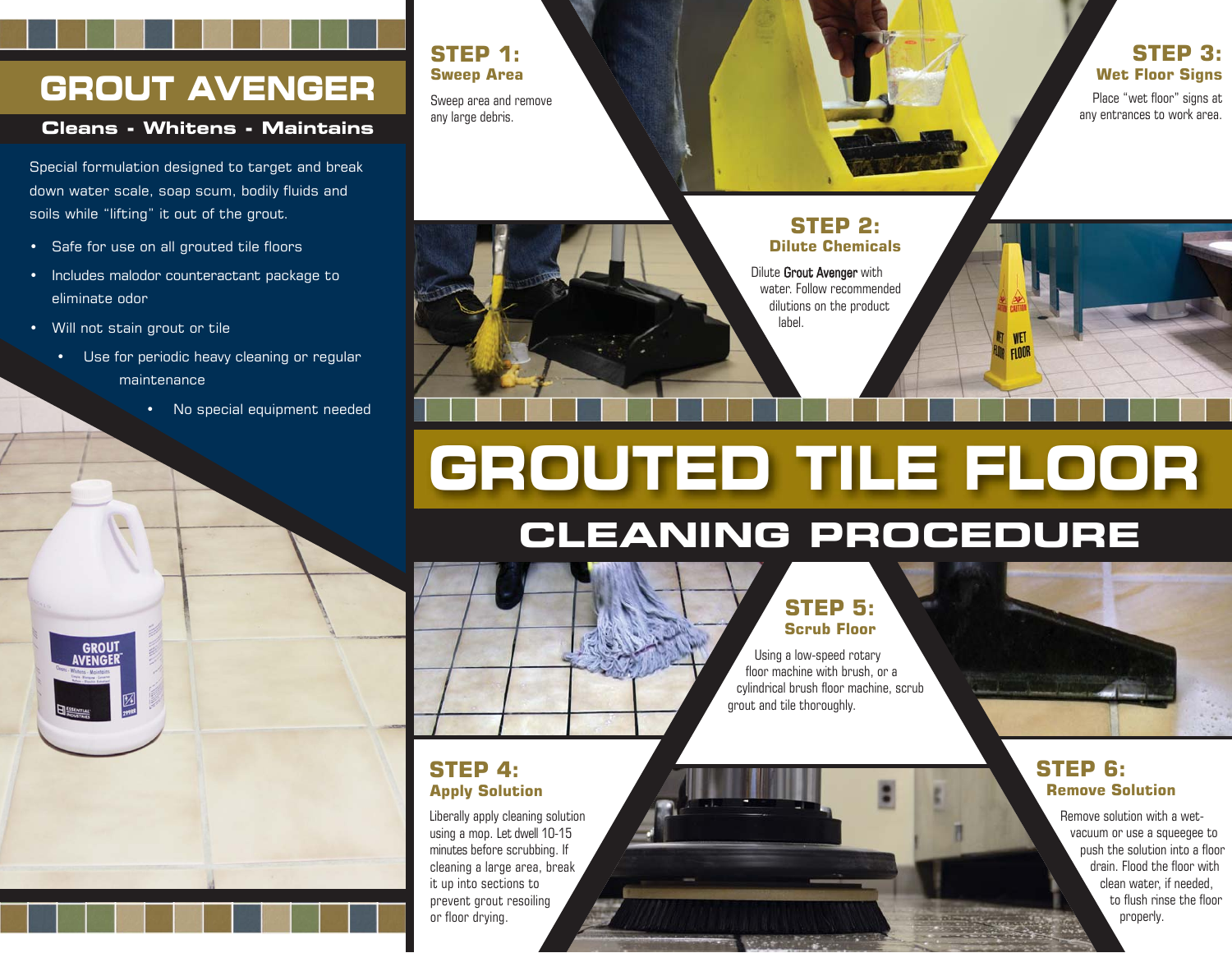# GROUT AVENGER

**Cleans - Whitens - Maintains**

Special formulation designed to target and break down water scale, soap scum, bodily fluids and soils while "lifting" it out of the grout.

- Safe for use on all grouted tile floors
- Includes malodor counteractant package to eliminate odor
- Will not stain grout or tile
- Use for periodic heavy cleaning or regular maintenance
- No special equipment needed

# GROUTED TILE FLOOR

## CLEANING PROCEDURE

### STEP 1: Sweep Area

Sweep area and remove any large debris.

### STEP 2: Dilute Chemicals

Dilute **Grout Avenger** with water. Follow recommended dilutions on the product label.

### STEP 3: Wet Floor Signs

Place "wet floor" signs at any entrances to work area.

### STEP 4: Apply Solution

Liberally apply cleaning solution using a mop. Let dwell 10-15 minutes before scrubbing. If cleaning a large area, break it up into sections to prevent grout resoiling or floor drying.

### STEP 5: Scrub Floor

Using a low-speed rotary floor machine with brush, or a cylindrical brush floor machine, scrub grout and tile thoroughly.

### STEP 6: Remove Solution

Remove solution with a wet-vacuum or use a squeegee to push the solution into a floor drain. Flood the floor with clean water, if needed, to flush rinse the floor properly.